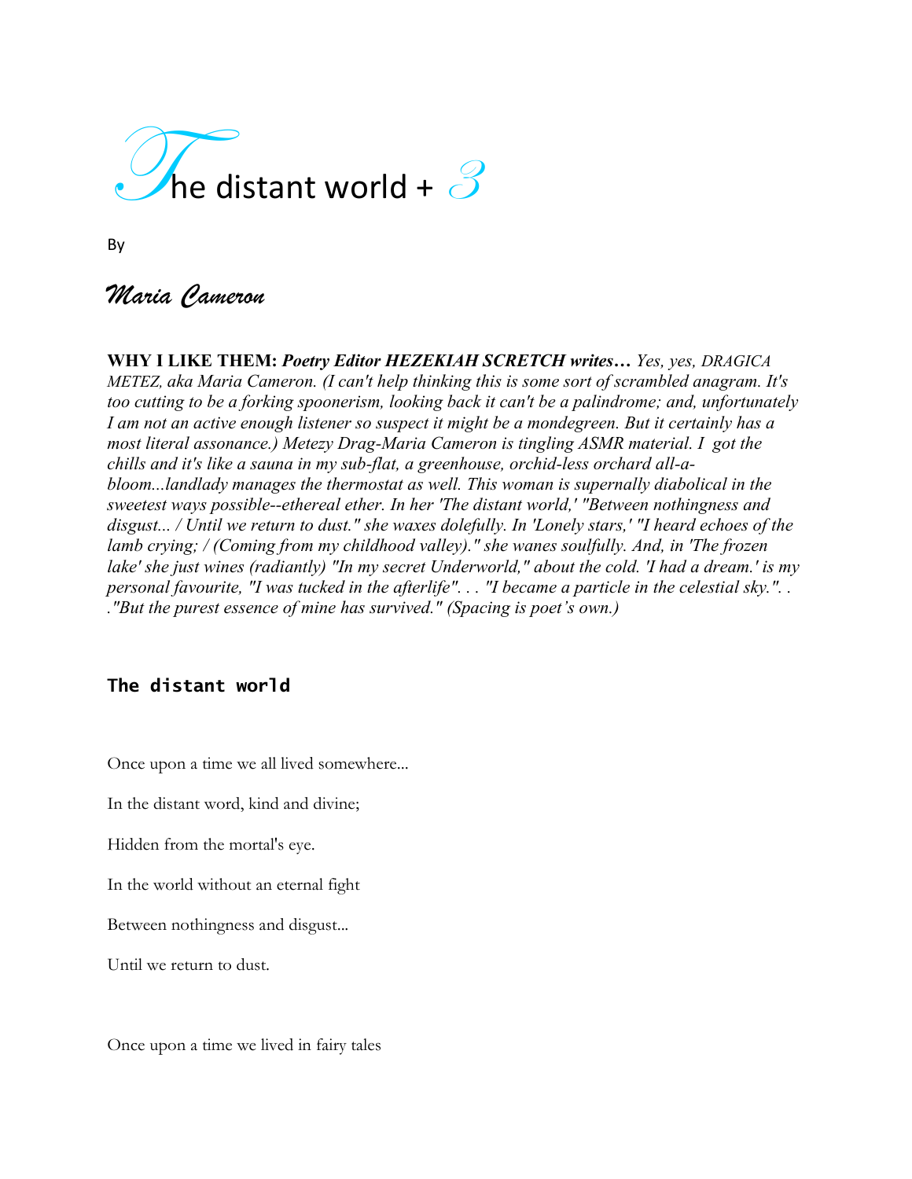# The distant world + 3

By

*Maria Cameron*

**WHY I LIKE THEM:** ***Poetry Editor HEZEKIAH SCRETCH writes…*** *Yes, yes, DRAGICA METEZ, aka Maria Cameron. (I can't help thinking this is some sort of scrambled anagram. It's too cutting to be a forking spoonerism, looking back it can't be a palindrome; and, unfortunately I am not an active enough listener so suspect it might be a mondegreen. But it certainly has a most literal assonance.) Metezy Drag-Maria Cameron is tingling ASMR material. I got the chills and it's like a sauna in my sub-flat, a greenhouse, orchid-less orchard all-a-bloom...landlady manages the thermostat as well. This woman is supernally diabolical in the sweetest ways possible--ethereal ether. In her 'The distant world,' "Between nothingness and disgust... / Until we return to dust." she waxes dolefully. In 'Lonely stars,' "I heard echoes of the lamb crying; / (Coming from my childhood valley)." she wanes soulfully. And, in 'The frozen lake' she just wines (radiantly) "In my secret Underworld," about the cold. 'I had a dream.' is my personal favourite, "I was tucked in the afterlife". . . "I became a particle in the celestial sky.". . ."But the purest essence of mine has survived." (Spacing is poet's own.)*

### The distant world

Once upon a time we all lived somewhere...

In the distant word, kind and divine;

Hidden from the mortal's eye.

In the world without an eternal fight

Between nothingness and disgust...

Until we return to dust.

Once upon a time we lived in fairy tales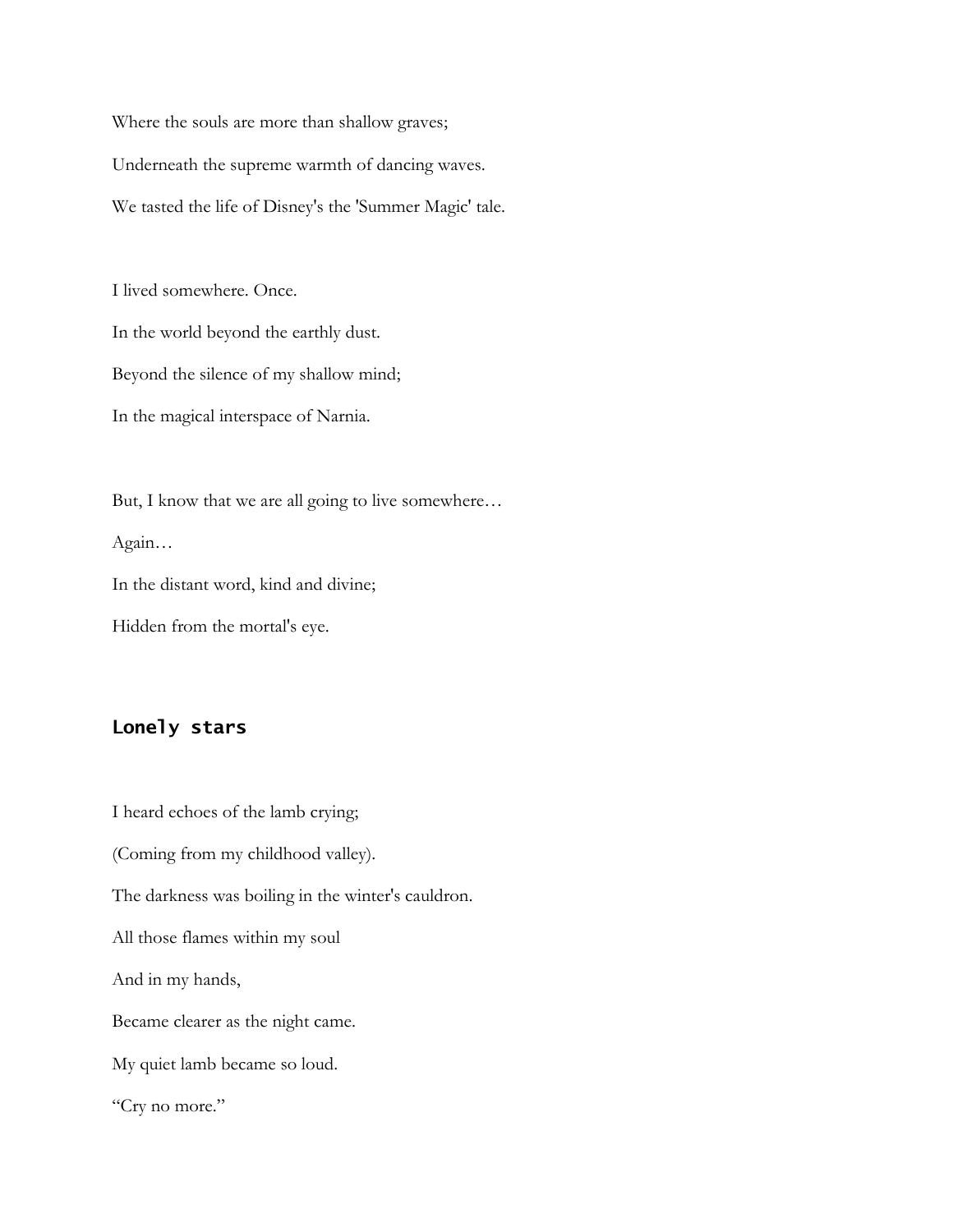Where the souls are more than shallow graves;

Underneath the supreme warmth of dancing waves.

We tasted the life of Disney's the 'Summer Magic' tale.

I lived somewhere. Once.

In the world beyond the earthly dust.

Beyond the silence of my shallow mind;

In the magical interspace of Narnia.

But, I know that we are all going to live somewhere…

Again…

In the distant word, kind and divine;

Hidden from the mortal's eye.

## Lonely stars

I heard echoes of the lamb crying;

(Coming from my childhood valley).

The darkness was boiling in the winter's cauldron.

All those flames within my soul

And in my hands,

Became clearer as the night came.

My quiet lamb became so loud.

"Cry no more."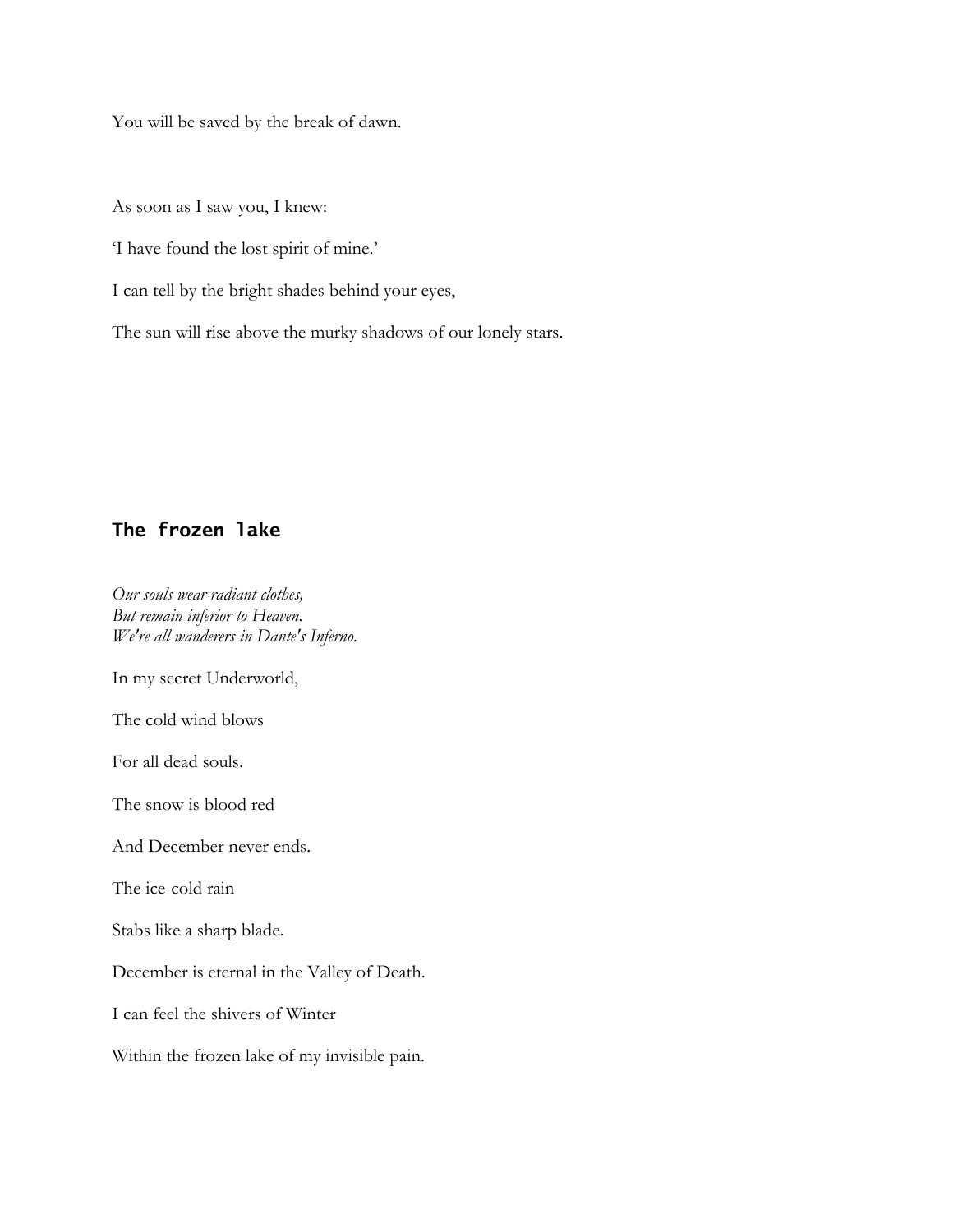You will be saved by the break of dawn.

As soon as I saw you, I knew:

'I have found the lost spirit of mine.'

I can tell by the bright shades behind your eyes,

The sun will rise above the murky shadows of our lonely stars.

## The frozen lake

*Our souls wear radiant clothes,*
*But remain inferior to Heaven.*
*We're all wanderers in Dante's Inferno.*

In my secret Underworld,

The cold wind blows

For all dead souls.

The snow is blood red

And December never ends.

The ice-cold rain

Stabs like a sharp blade.

December is eternal in the Valley of Death.

I can feel the shivers of Winter

Within the frozen lake of my invisible pain.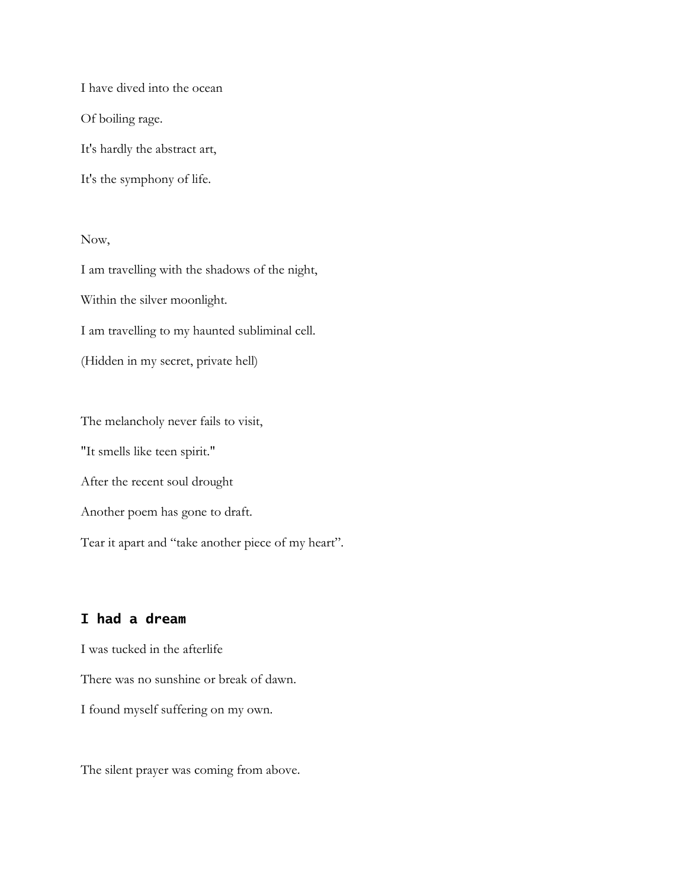I have dived into the ocean

Of boiling rage.

It's hardly the abstract art,

It's the symphony of life.

Now,

I am travelling with the shadows of the night,

Within the silver moonlight.

I am travelling to my haunted subliminal cell.

(Hidden in my secret, private hell)

The melancholy never fails to visit,

"It smells like teen spirit."

After the recent soul drought

Another poem has gone to draft.

Tear it apart and "take another piece of my heart".

## I had a dream

I was tucked in the afterlife

There was no sunshine or break of dawn.

I found myself suffering on my own.

The silent prayer was coming from above.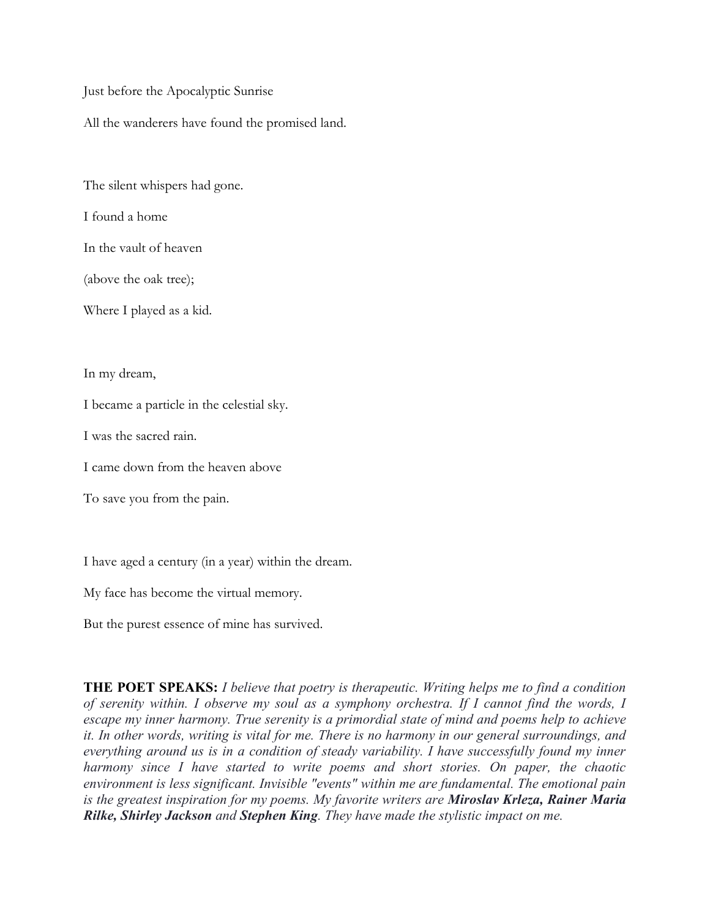Just before the Apocalyptic Sunrise

All the wanderers have found the promised land.

The silent whispers had gone.

I found a home

In the vault of heaven

(above the oak tree);

Where I played as a kid.

In my dream,

I became a particle in the celestial sky.

I was the sacred rain.

I came down from the heaven above

To save you from the pain.

I have aged a century (in a year) within the dream.

My face has become the virtual memory.

But the purest essence of mine has survived.

**THE POET SPEAKS:** *I believe that poetry is therapeutic. Writing helps me to find a condition of serenity within. I observe my soul as a symphony orchestra. If I cannot find the words, I escape my inner harmony. True serenity is a primordial state of mind and poems help to achieve it. In other words, writing is vital for me. There is no harmony in our general surroundings, and everything around us is in a condition of steady variability. I have successfully found my inner harmony since I have started to write poems and short stories. On paper, the chaotic environment is less significant. Invisible "events" within me are fundamental. The emotional pain is the greatest inspiration for my poems. My favorite writers are* ***Miroslav Krleza, Rainer Maria Rilke, Shirley Jackson*** *and* ***Stephen King****. They have made the stylistic impact on me.*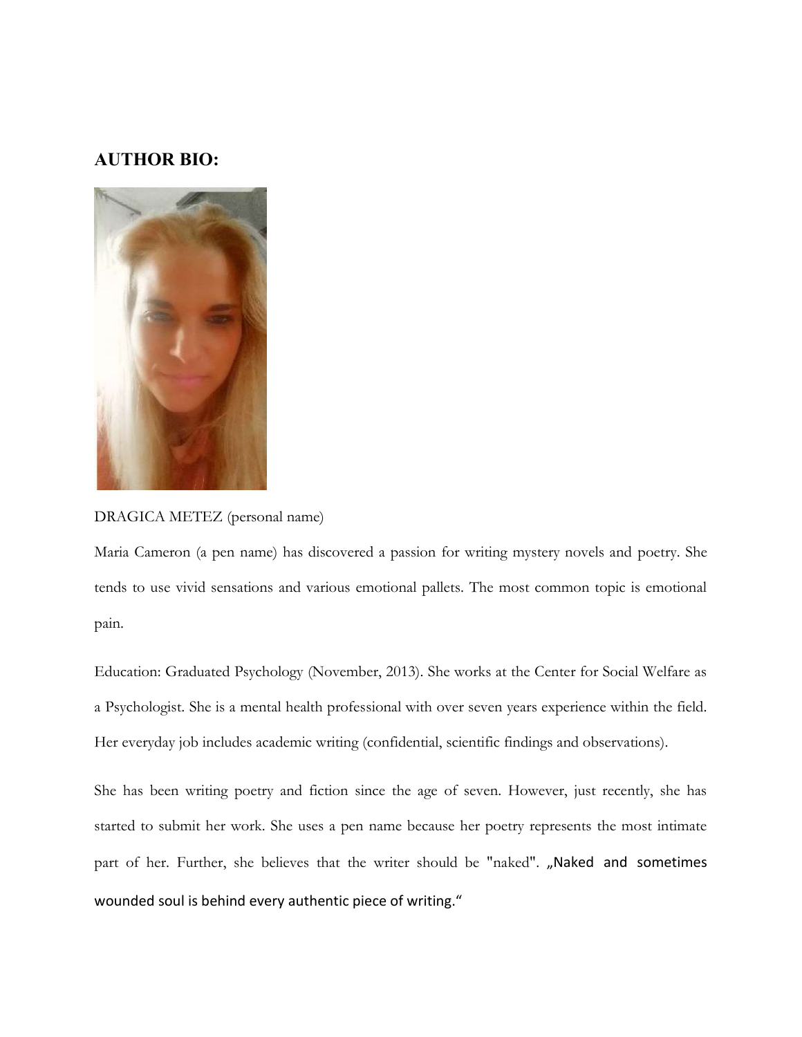## AUTHOR BIO:

DRAGICA METEZ (personal name)

Maria Cameron (a pen name) has discovered a passion for writing mystery novels and poetry. She tends to use vivid sensations and various emotional pallets. The most common topic is emotional pain.

Education: Graduated Psychology (November, 2013). She works at the Center for Social Welfare as a Psychologist. She is a mental health professional with over seven years experience within the field. Her everyday job includes academic writing (confidential, scientific findings and observations).

She has been writing poetry and fiction since the age of seven. However, just recently, she has started to submit her work. She uses a pen name because her poetry represents the most intimate part of her. Further, she believes that the writer should be "naked". „Naked and sometimes wounded soul is behind every authentic piece of writing."